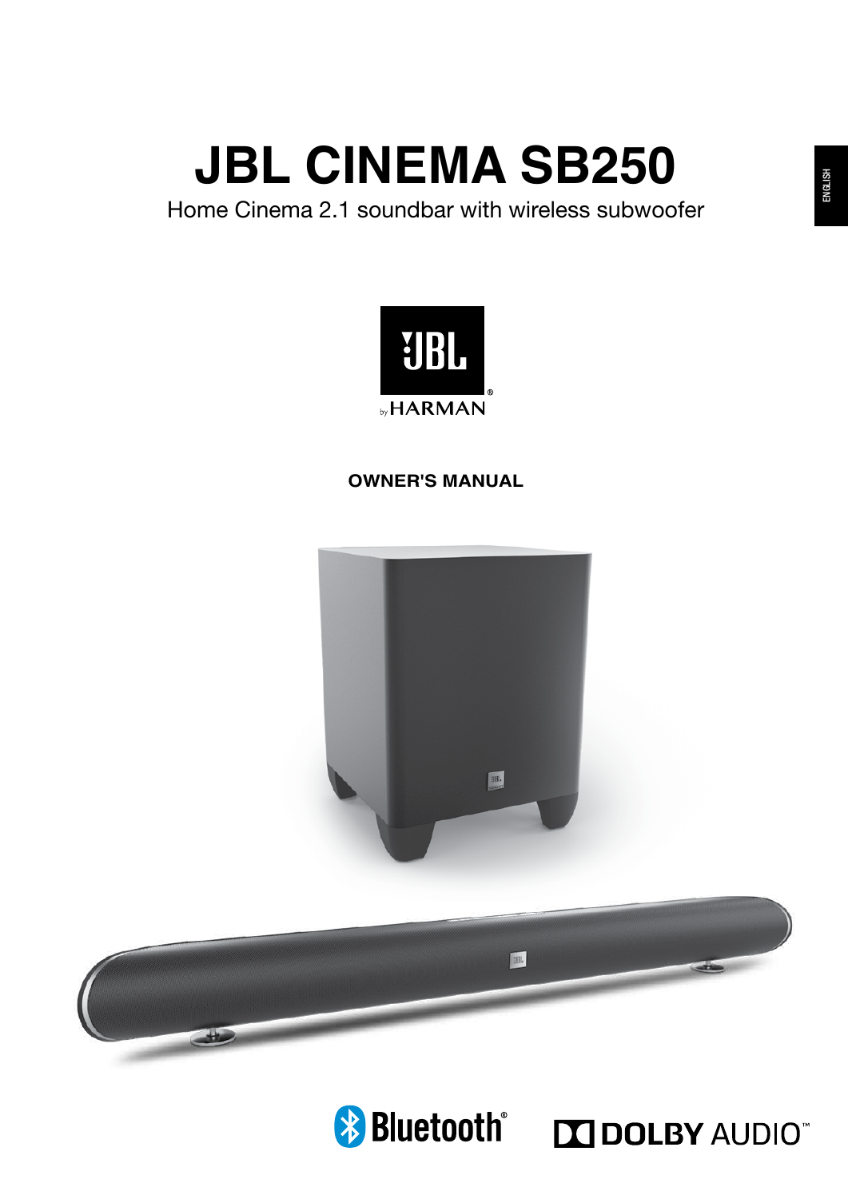# JBL CINEMA SB250

Home Cinema 2.1 soundbar with wireless subwoofer

**OWNER'S MANUAL**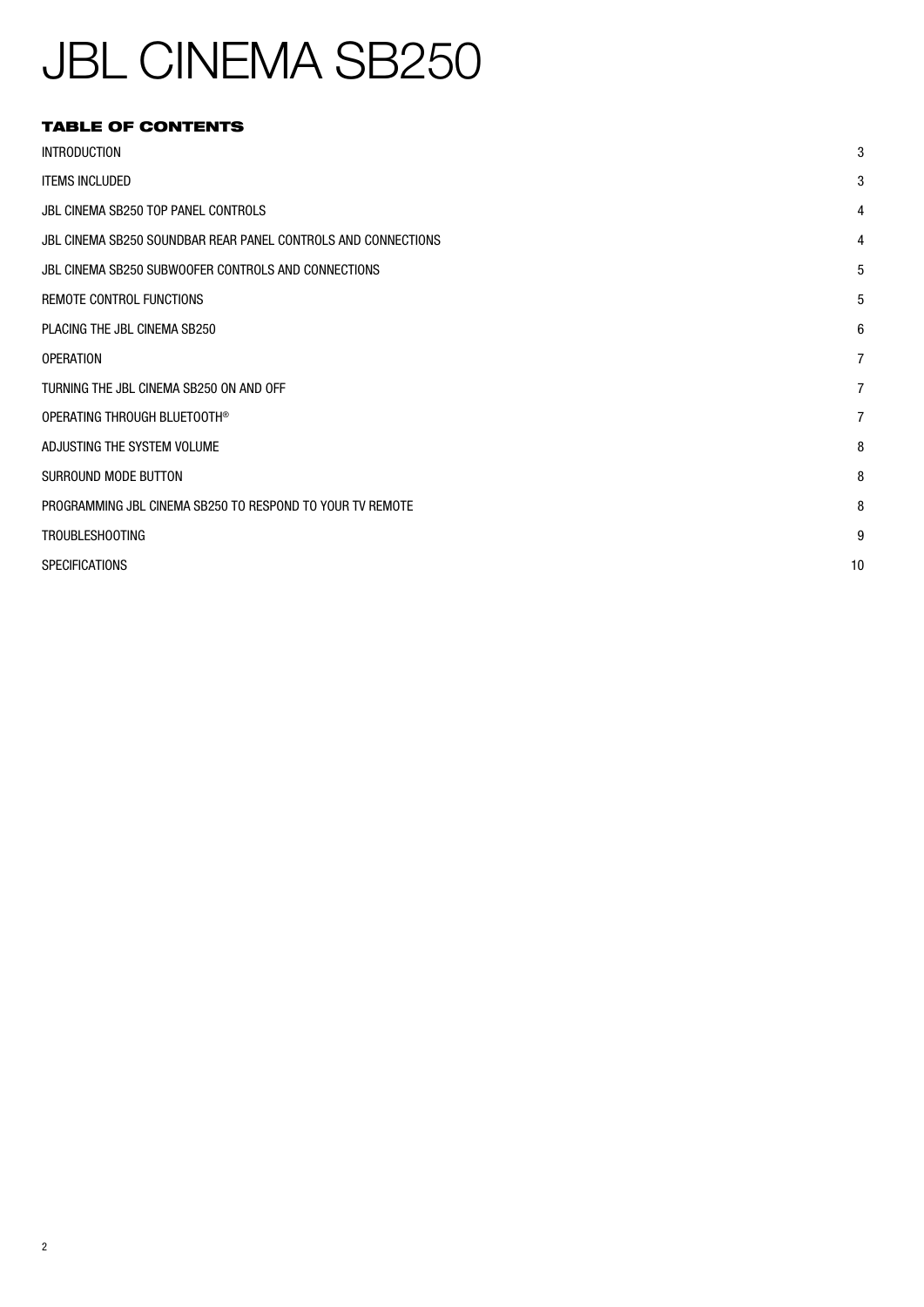# JBL CINEMA SB250

## TABLE OF CONTENTS

| | |
|---|---|
| INTRODUCTION | 3 |
| ITEMS INCLUDED | 3 |
| JBL CINEMA SB250 TOP PANEL CONTROLS | 4 |
| JBL CINEMA SB250 SOUNDBAR REAR PANEL CONTROLS AND CONNECTIONS | 4 |
| JBL CINEMA SB250 SUBWOOFER CONTROLS AND CONNECTIONS | 5 |
| REMOTE CONTROL FUNCTIONS | 5 |
| PLACING THE JBL CINEMA SB250 | 6 |
| OPERATION | 7 |
| TURNING THE JBL CINEMA SB250 ON AND OFF | 7 |
| OPERATING THROUGH BLUETOOTH® | 7 |
| ADJUSTING THE SYSTEM VOLUME | 8 |
| SURROUND MODE BUTTON | 8 |
| PROGRAMMING JBL CINEMA SB250 TO RESPOND TO YOUR TV REMOTE | 8 |
| TROUBLESHOOTING | 9 |
| SPECIFICATIONS | 10 |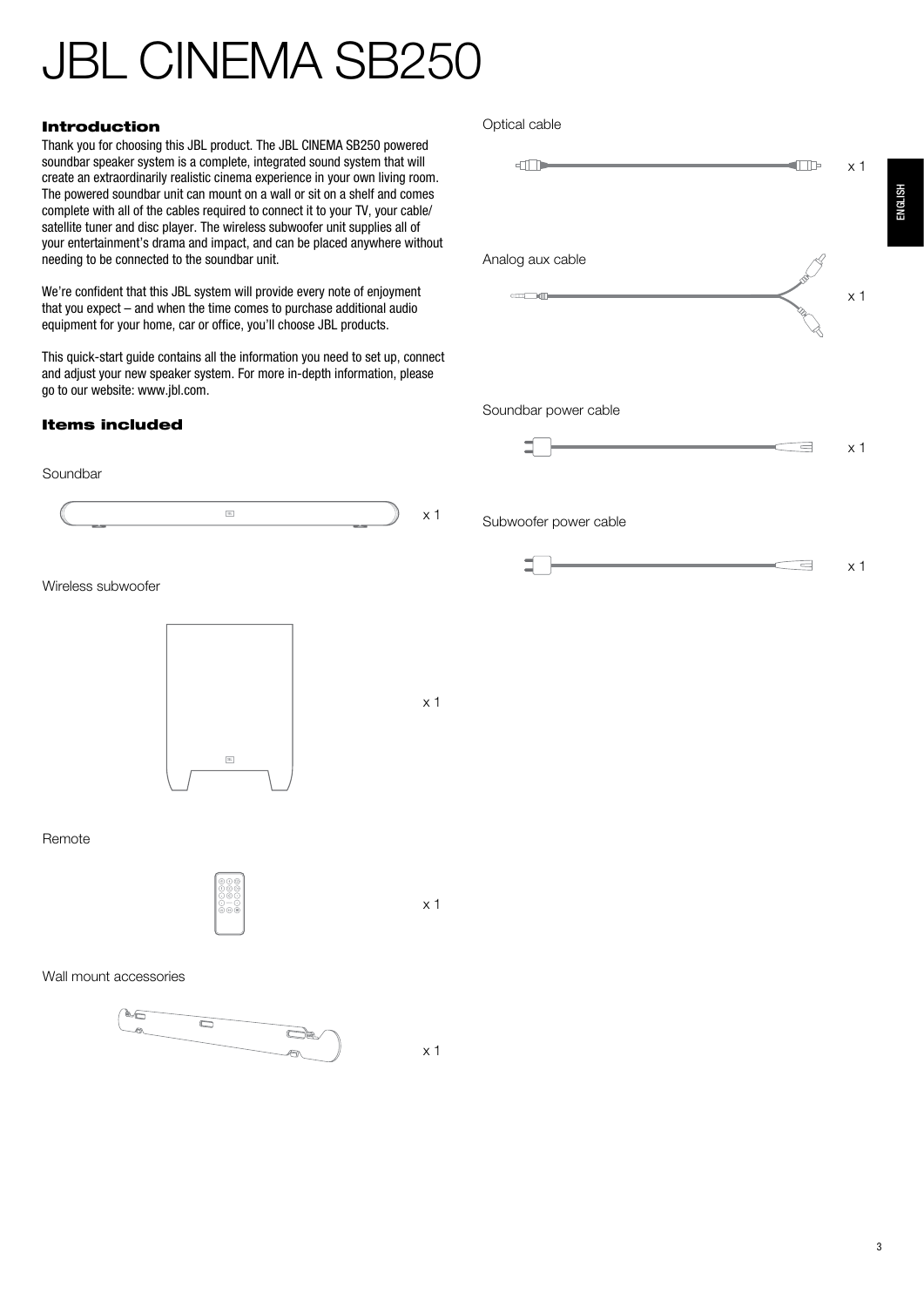# JBL CINEMA SB250

## Introduction

Thank you for choosing this JBL product. The JBL CINEMA SB250 powered soundbar speaker system is a complete, integrated sound system that will create an extraordinarily realistic cinema experience in your own living room. The powered soundbar unit can mount on a wall or sit on a shelf and comes complete with all of the cables required to connect it to your TV, your cable/satellite tuner and disc player. The wireless subwoofer unit supplies all of your entertainment's drama and impact, and can be placed anywhere without needing to be connected to the soundbar unit.

We're confident that this JBL system will provide every note of enjoyment that you expect – and when the time comes to purchase additional audio equipment for your home, car or office, you'll choose JBL products.

This quick-start guide contains all the information you need to set up, connect and adjust your new speaker system. For more in-depth information, please go to our website: www.jbl.com.

## Items included

Soundbar

x 1

Wireless subwoofer

x 1

Remote

x 1

Wall mount accessories

x 1

Optical cable

x 1

Analog aux cable

x 1

Soundbar power cable

x 1

Subwoofer power cable

x 1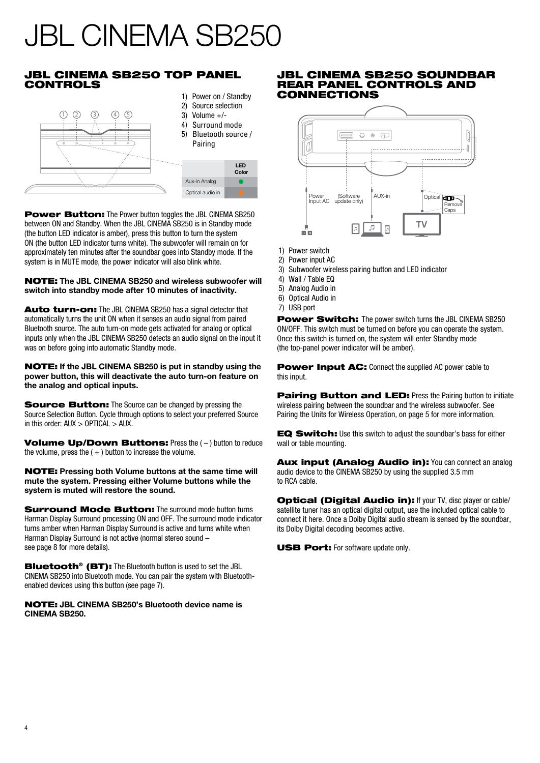# JBL CINEMA SB250

## JBL CINEMA SB250 TOP PANEL CONTROLS

1) Power on / Standby
2) Source selection
3) Volume +/-
4) Surround mode
5) Bluetooth source / Pairing

| | LED Color |
|---|---|
| Aux-in Analog | ● (green) |
| Optical audio in | ● (orange) |

**Power Button:** The Power button toggles the JBL CINEMA SB250 between ON and Standby. When the JBL CINEMA SB250 is in Standby mode (the button LED indicator is amber), press this button to turn the system ON (the button LED indicator turns white). The subwoofer will remain on for approximately ten minutes after the soundbar goes into Standby mode. If the system is in MUTE mode, the power indicator will also blink white.

**NOTE: The JBL CINEMA SB250 and wireless subwoofer will switch into standby mode after 10 minutes of inactivity.**

**Auto turn-on:** The JBL CINEMA SB250 has a signal detector that automatically turns the unit ON when it senses an audio signal from paired Bluetooth source. The auto turn-on mode gets activated for analog or optical inputs only when the JBL CINEMA SB250 detects an audio signal on the input it was on before going into automatic Standby mode.

**NOTE: If the JBL CINEMA SB250 is put in standby using the power button, this will deactivate the auto turn-on feature on the analog and optical inputs.**

**Source Button:** The Source can be changed by pressing the Source Selection Button. Cycle through options to select your preferred Source in this order: AUX > OPTICAL > AUX.

**Volume Up/Down Buttons:** Press the ( – ) button to reduce the volume, press the ( + ) button to increase the volume.

**NOTE: Pressing both Volume buttons at the same time will mute the system. Pressing either Volume buttons while the system is muted will restore the sound.**

**Surround Mode Button:** The surround mode button turns Harman Display Surround processing ON and OFF. The surround mode indicator turns amber when Harman Display Surround is active and turns white when Harman Display Surround is not active (normal stereo sound – see page 8 for more details).

**Bluetooth® (BT):** The Bluetooth button is used to set the JBL CINEMA SB250 into Bluetooth mode. You can pair the system with Bluetooth-enabled devices using this button (see page 7).

**NOTE: JBL CINEMA SB250's Bluetooth device name is CINEMA SB250.**

## JBL CINEMA SB250 SOUNDBAR REAR PANEL CONTROLS AND CONNECTIONS

Power Input AC | (Software update only) | AUX-in | Optical | Remove Caps | TV

1) Power switch
2) Power input AC
3) Subwoofer wireless pairing button and LED indicator
4) Wall / Table EQ
5) Analog Audio in
6) Optical Audio in
7) USB port

**Power Switch:** The power switch turns the JBL CINEMA SB250 ON/OFF. This switch must be turned on before you can operate the system. Once this switch is turned on, the system will enter Standby mode (the top-panel power indicator will be amber).

**Power Input AC:** Connect the supplied AC power cable to this input.

**Pairing Button and LED:** Press the Pairing button to initiate wireless pairing between the soundbar and the wireless subwoofer. See Pairing the Units for Wireless Operation, on page 5 for more information.

**EQ Switch:** Use this switch to adjust the soundbar's bass for either wall or table mounting.

**Aux input (Analog Audio in):** You can connect an analog audio device to the CINEMA SB250 by using the supplied 3.5 mm to RCA cable.

**Optical (Digital Audio in):** If your TV, disc player or cable/satellite tuner has an optical digital output, use the included optical cable to connect it here. Once a Dolby Digital audio stream is sensed by the soundbar, its Dolby Digital decoding becomes active.

**USB Port:** For software update only.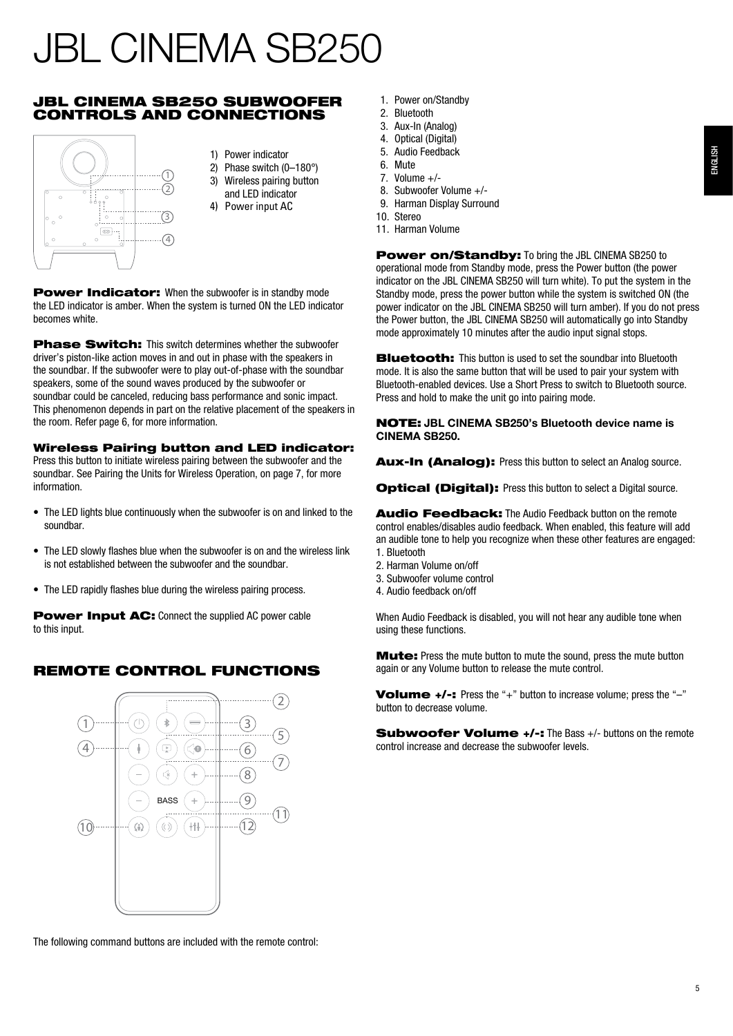# JBL CINEMA SB250

## JBL CINEMA SB250 SUBWOOFER CONTROLS AND CONNECTIONS

1) Power indicator
2) Phase switch (0–180°)
3) Wireless pairing button and LED indicator
4) Power input AC

**Power Indicator:** When the subwoofer is in standby mode the LED indicator is amber. When the system is turned ON the LED indicator becomes white.

**Phase Switch:** This switch determines whether the subwoofer driver's piston-like action moves in and out in phase with the speakers in the soundbar. If the subwoofer were to play out-of-phase with the soundbar speakers, some of the sound waves produced by the subwoofer or soundbar could be canceled, reducing bass performance and sonic impact. This phenomenon depends in part on the relative placement of the speakers in the room. Refer page 6, for more information.

### Wireless Pairing button and LED indicator:

Press this button to initiate wireless pairing between the subwoofer and the soundbar. See Pairing the Units for Wireless Operation, on page 7, for more information.

- The LED lights blue continuously when the subwoofer is on and linked to the soundbar.
- The LED slowly flashes blue when the subwoofer is on and the wireless link is not established between the subwoofer and the soundbar.
- The LED rapidly flashes blue during the wireless pairing process.

**Power Input AC:** Connect the supplied AC power cable to this input.

## REMOTE CONTROL FUNCTIONS

The following command buttons are included with the remote control:

1. Power on/Standby
2. Bluetooth
3. Aux-In (Analog)
4. Optical (Digital)
5. Audio Feedback
6. Mute
7. Volume +/-
8. Subwoofer Volume +/-
9. Harman Display Surround
10. Stereo
11. Harman Volume

**Power on/Standby:** To bring the JBL CINEMA SB250 to operational mode from Standby mode, press the Power button (the power indicator on the JBL CINEMA SB250 will turn white). To put the system in the Standby mode, press the power button while the system is switched ON (the power indicator on the JBL CINEMA SB250 will turn amber). If you do not press the Power button, the JBL CINEMA SB250 will automatically go into Standby mode approximately 10 minutes after the audio input signal stops.

**Bluetooth:** This button is used to set the soundbar into Bluetooth mode. It is also the same button that will be used to pair your system with Bluetooth-enabled devices. Use a Short Press to switch to Bluetooth source. Press and hold to make the unit go into pairing mode.

**NOTE: JBL CINEMA SB250's Bluetooth device name is CINEMA SB250.**

**Aux-In (Analog):** Press this button to select an Analog source.

**Optical (Digital):** Press this button to select a Digital source.

**Audio Feedback:** The Audio Feedback button on the remote control enables/disables audio feedback. When enabled, this feature will add an audible tone to help you recognize when these other features are engaged:
1. Bluetooth
2. Harman Volume on/off
3. Subwoofer volume control
4. Audio feedback on/off

When Audio Feedback is disabled, you will not hear any audible tone when using these functions.

**Mute:** Press the mute button to mute the sound, press the mute button again or any Volume button to release the mute control.

**Volume +/-:** Press the "+" button to increase volume; press the "–" button to decrease volume.

**Subwoofer Volume +/-:** The Bass +/- buttons on the remote control increase and decrease the subwoofer levels.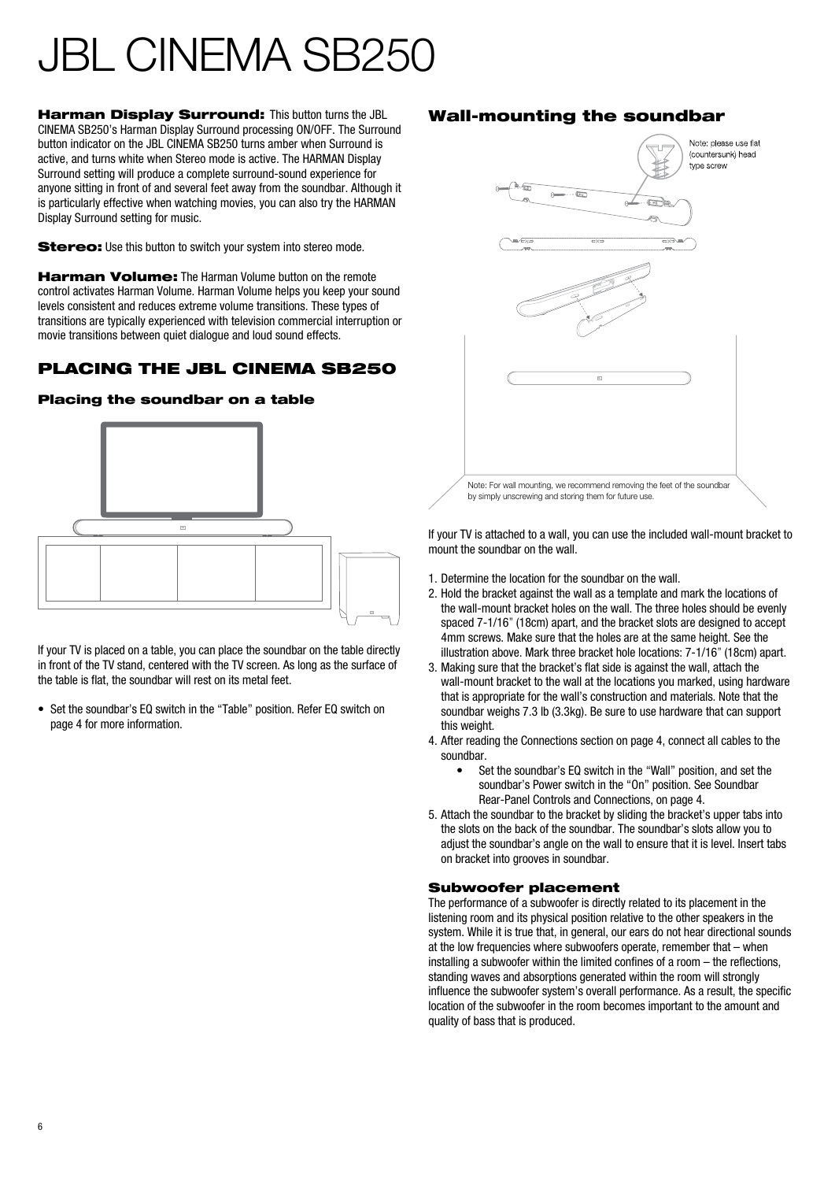# JBL CINEMA SB250

**Harman Display Surround:** This button turns the JBL CINEMA SB250's Harman Display Surround processing ON/OFF. The Surround button indicator on the JBL CINEMA SB250 turns amber when Surround is active, and turns white when Stereo mode is active. The HARMAN Display Surround setting will produce a complete surround-sound experience for anyone sitting in front of and several feet away from the soundbar. Although it is particularly effective when watching movies, you can also try the HARMAN Display Surround setting for music.

**Stereo:** Use this button to switch your system into stereo mode.

**Harman Volume:** The Harman Volume button on the remote control activates Harman Volume. Harman Volume helps you keep your sound levels consistent and reduces extreme volume transitions. These types of transitions are typically experienced with television commercial interruption or movie transitions between quiet dialogue and loud sound effects.

## PLACING THE JBL CINEMA SB250

### Placing the soundbar on a table

If your TV is placed on a table, you can place the soundbar on the table directly in front of the TV stand, centered with the TV screen. As long as the surface of the table is flat, the soundbar will rest on its metal feet.

- Set the soundbar's EQ switch in the "Table" position. Refer EQ switch on page 4 for more information.

### Wall-mounting the soundbar

Note: please use flat (countersunk) head type screw

Note: For wall mounting, we recommend removing the feet of the soundbar by simply unscrewing and storing them for future use.

If your TV is attached to a wall, you can use the included wall-mount bracket to mount the soundbar on the wall.

1. Determine the location for the soundbar on the wall.
2. Hold the bracket against the wall as a template and mark the locations of the wall-mount bracket holes on the wall. The three holes should be evenly spaced 7-1/16" (18cm) apart, and the bracket slots are designed to accept 4mm screws. Make sure that the holes are at the same height. See the illustration above. Mark three bracket hole locations: 7-1/16" (18cm) apart.
3. Making sure that the bracket's flat side is against the wall, attach the wall-mount bracket to the wall at the locations you marked, using hardware that is appropriate for the wall's construction and materials. Note that the soundbar weighs 7.3 lb (3.3kg). Be sure to use hardware that can support this weight.
4. After reading the Connections section on page 4, connect all cables to the soundbar.
    - Set the soundbar's EQ switch in the "Wall" position, and set the soundbar's Power switch in the "On" position. See Soundbar Rear-Panel Controls and Connections, on page 4.
5. Attach the soundbar to the bracket by sliding the bracket's upper tabs into the slots on the back of the soundbar. The soundbar's slots allow you to adjust the soundbar's angle on the wall to ensure that it is level. Insert tabs on bracket into grooves in soundbar.

### Subwoofer placement

The performance of a subwoofer is directly related to its placement in the listening room and its physical position relative to the other speakers in the system. While it is true that, in general, our ears do not hear directional sounds at the low frequencies where subwoofers operate, remember that – when installing a subwoofer within the limited confines of a room – the reflections, standing waves and absorptions generated within the room will strongly influence the subwoofer system's overall performance. As a result, the specific location of the subwoofer in the room becomes important to the amount and quality of bass that is produced.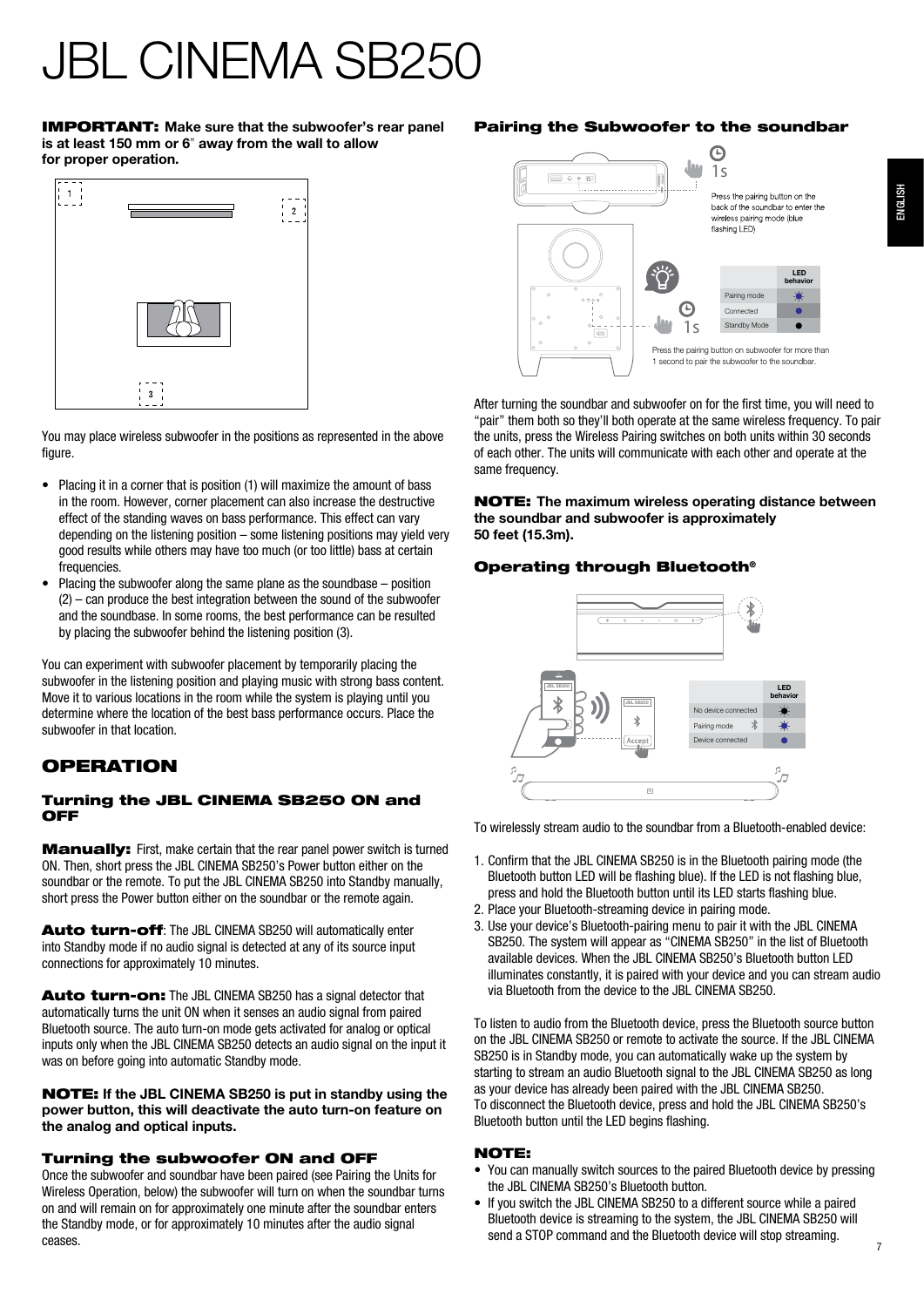// JBL CINEMA SB250

**IMPORTANT: Make sure that the subwoofer's rear panel is at least 150 mm or 6" away from the wall to allow for proper operation.**

You may place wireless subwoofer in the positions as represented in the above figure.

- Placing it in a corner that is position (1) will maximize the amount of bass in the room. However, corner placement can also increase the destructive effect of the standing waves on bass performance. This effect can vary depending on the listening position – some listening positions may yield very good results while others may have too much (or too little) bass at certain frequencies.
- Placing the subwoofer along the same plane as the soundbase – position (2) – can produce the best integration between the sound of the subwoofer and the soundbase. In some rooms, the best performance can be resulted by placing the subwoofer behind the listening position (3).

You can experiment with subwoofer placement by temporarily placing the subwoofer in the listening position and playing music with strong bass content. Move it to various locations in the room while the system is playing until you determine where the location of the best bass performance occurs. Place the subwoofer in that location.

## OPERATION

### Turning the JBL CINEMA SB250 ON and OFF

**Manually:** First, make certain that the rear panel power switch is turned ON. Then, short press the JBL CINEMA SB250's Power button either on the soundbar or the remote. To put the JBL CINEMA SB250 into Standby manually, short press the Power button either on the soundbar or the remote again.

**Auto turn-off**: The JBL CINEMA SB250 will automatically enter into Standby mode if no audio signal is detected at any of its source input connections for approximately 10 minutes.

**Auto turn-on:** The JBL CINEMA SB250 has a signal detector that automatically turns the unit ON when it senses an audio signal from paired Bluetooth source. The auto turn-on mode gets activated for analog or optical inputs only when the JBL CINEMA SB250 detects an audio signal on the input it was on before going into automatic Standby mode.

**NOTE: If the JBL CINEMA SB250 is put in standby using the power button, this will deactivate the auto turn-on feature on the analog and optical inputs.**

### Turning the subwoofer ON and OFF

Once the subwoofer and soundbar have been paired (see Pairing the Units for Wireless Operation, below) the subwoofer will turn on when the soundbar turns on and will remain on for approximately one minute after the soundbar enters the Standby mode, or for approximately 10 minutes after the audio signal ceases.

### Pairing the Subwoofer to the soundbar

1s

Press the pairing button on the back of the soundbar to enter the wireless pairing mode (blue flashing LED)

| | LED behavior |
|---|---|
| Pairing mode | (flashing blue) |
| Connected | (solid blue) |
| Standby Mode | (solid) |

1s

Press the pairing button on subwoofer for more than 1 second to pair the subwoofer to the soundbar.

After turning the soundbar and subwoofer on for the first time, you will need to "pair" them both so they'll both operate at the same wireless frequency. To pair the units, press the Wireless Pairing switches on both units within 30 seconds of each other. The units will communicate with each other and operate at the same frequency.

**NOTE: The maximum wireless operating distance between the soundbar and subwoofer is approximately 50 feet (15.3m).**

### Operating through Bluetooth®

| | LED behavior |
|---|---|
| No device connected | (flashing) |
| Pairing mode | (flashing blue) |
| Device connected | (solid blue) |

To wirelessly stream audio to the soundbar from a Bluetooth-enabled device:

1. Confirm that the JBL CINEMA SB250 is in the Bluetooth pairing mode (the Bluetooth button LED will be flashing blue). If the LED is not flashing blue, press and hold the Bluetooth button until its LED starts flashing blue.
2. Place your Bluetooth-streaming device in pairing mode.
3. Use your device's Bluetooth-pairing menu to pair it with the JBL CINEMA SB250. The system will appear as "CINEMA SB250" in the list of Bluetooth available devices. When the JBL CINEMA SB250's Bluetooth button LED illuminates constantly, it is paired with your device and you can stream audio via Bluetooth from the device to the JBL CINEMA SB250.

To listen to audio from the Bluetooth device, press the Bluetooth source button on the JBL CINEMA SB250 or remote to activate the source. If the JBL CINEMA SB250 is in Standby mode, you can automatically wake up the system by starting to stream an audio Bluetooth signal to the JBL CINEMA SB250 as long as your device has already been paired with the JBL CINEMA SB250.
To disconnect the Bluetooth device, press and hold the JBL CINEMA SB250's Bluetooth button until the LED begins flashing.

**NOTE:**

- You can manually switch sources to the paired Bluetooth device by pressing the JBL CINEMA SB250's Bluetooth button.
- If you switch the JBL CINEMA SB250 to a different source while a paired Bluetooth device is streaming to the system, the JBL CINEMA SB250 will send a STOP command and the Bluetooth device will stop streaming.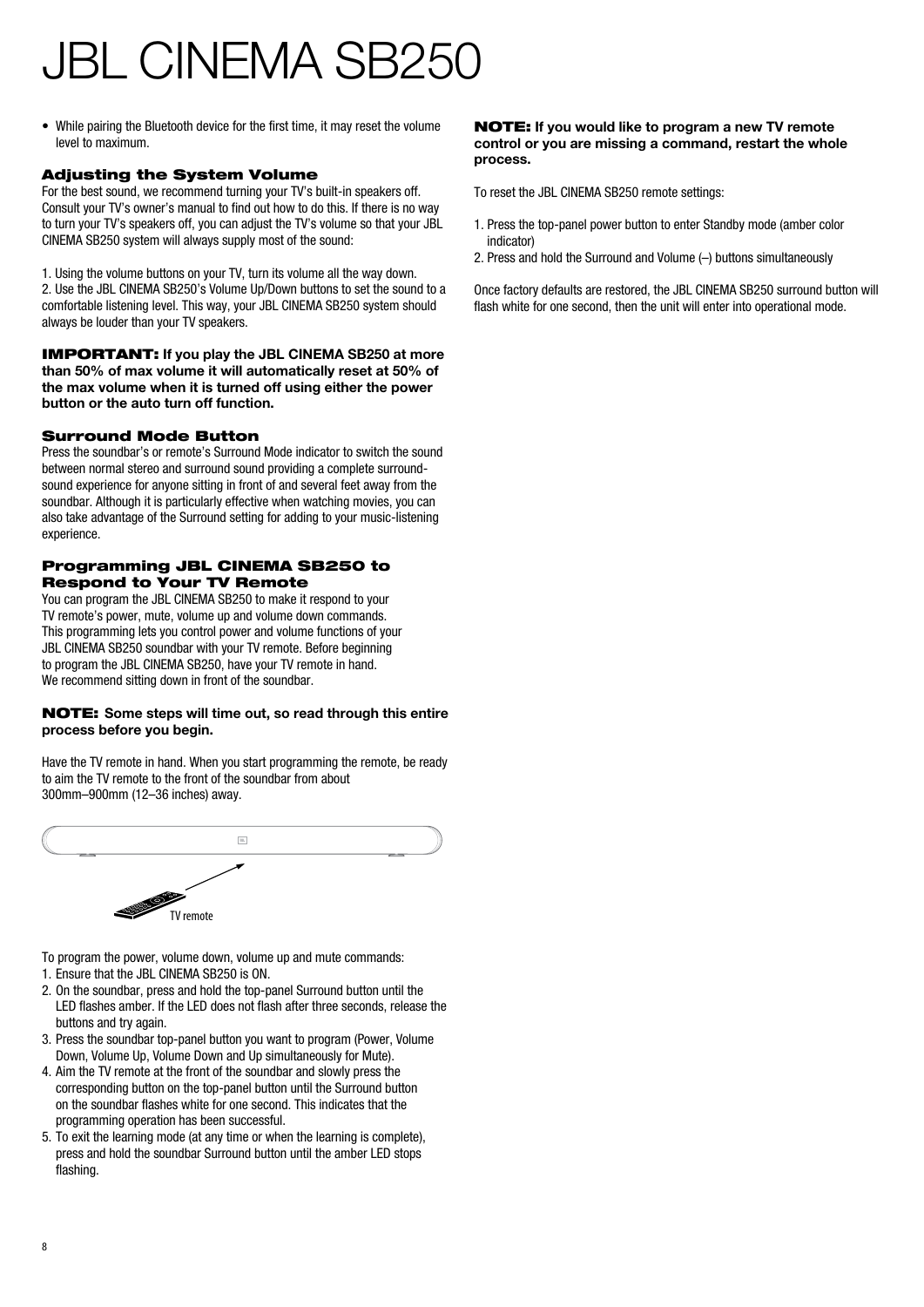# JBL CINEMA SB250

- While pairing the Bluetooth device for the first time, it may reset the volume level to maximum.

### Adjusting the System Volume

For the best sound, we recommend turning your TV's built-in speakers off. Consult your TV's owner's manual to find out how to do this. If there is no way to turn your TV's speakers off, you can adjust the TV's volume so that your JBL CINEMA SB250 system will always supply most of the sound:

1. Using the volume buttons on your TV, turn its volume all the way down.
2. Use the JBL CINEMA SB250's Volume Up/Down buttons to set the sound to a comfortable listening level. This way, your JBL CINEMA SB250 system should always be louder than your TV speakers.

**IMPORTANT: If you play the JBL CINEMA SB250 at more than 50% of max volume it will automatically reset at 50% of the max volume when it is turned off using either the power button or the auto turn off function.**

### Surround Mode Button

Press the soundbar's or remote's Surround Mode indicator to switch the sound between normal stereo and surround sound providing a complete surround-sound experience for anyone sitting in front of and several feet away from the soundbar. Although it is particularly effective when watching movies, you can also take advantage of the Surround setting for adding to your music-listening experience.

### Programming JBL CINEMA SB250 to Respond to Your TV Remote

You can program the JBL CINEMA SB250 to make it respond to your TV remote's power, mute, volume up and volume down commands. This programming lets you control power and volume functions of your JBL CINEMA SB250 soundbar with your TV remote. Before beginning to program the JBL CINEMA SB250, have your TV remote in hand. We recommend sitting down in front of the soundbar.

**NOTE: Some steps will time out, so read through this entire process before you begin.**

Have the TV remote in hand. When you start programming the remote, be ready to aim the TV remote to the front of the soundbar from about 300mm–900mm (12–36 inches) away.

TV remote

To program the power, volume down, volume up and mute commands:

1. Ensure that the JBL CINEMA SB250 is ON.
2. On the soundbar, press and hold the top-panel Surround button until the LED flashes amber. If the LED does not flash after three seconds, release the buttons and try again.
3. Press the soundbar top-panel button you want to program (Power, Volume Down, Volume Up, Volume Down and Up simultaneously for Mute).
4. Aim the TV remote at the front of the soundbar and slowly press the corresponding button on the top-panel button until the Surround button on the soundbar flashes white for one second. This indicates that the programming operation has been successful.
5. To exit the learning mode (at any time or when the learning is complete), press and hold the soundbar Surround button until the amber LED stops flashing.

**NOTE: If you would like to program a new TV remote control or you are missing a command, restart the whole process.**

To reset the JBL CINEMA SB250 remote settings:

1. Press the top-panel power button to enter Standby mode (amber color indicator)
2. Press and hold the Surround and Volume (–) buttons simultaneously

Once factory defaults are restored, the JBL CINEMA SB250 surround button will flash white for one second, then the unit will enter into operational mode.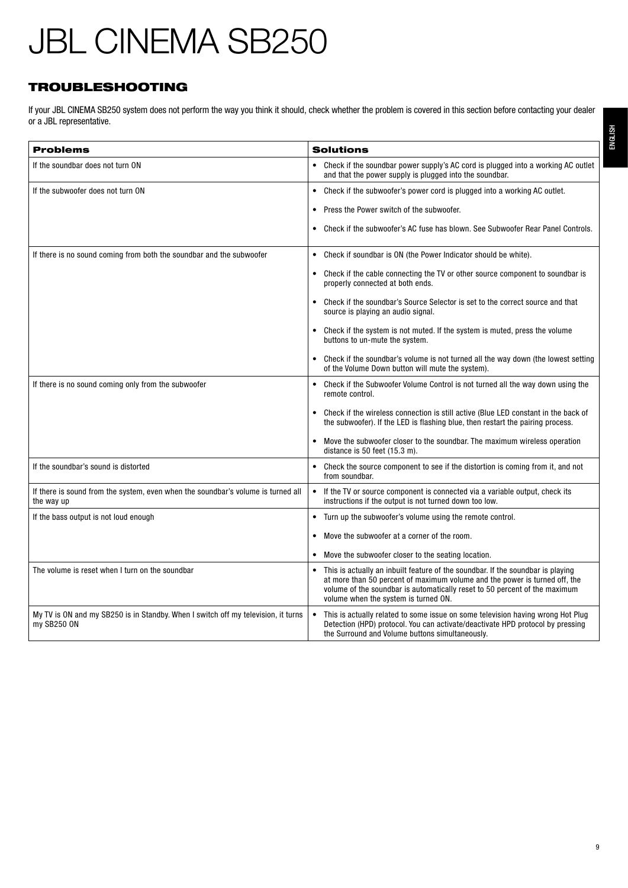# JBL CINEMA SB250

## TROUBLESHOOTING

If your JBL CINEMA SB250 system does not perform the way you think it should, check whether the problem is covered in this section before contacting your dealer or a JBL representative.

| Problems | Solutions |
|---|---|
| If the soundbar does not turn ON | • Check if the soundbar power supply's AC cord is plugged into a working AC outlet and that the power supply is plugged into the soundbar. |
| If the subwoofer does not turn ON | • Check if the subwoofer's power cord is plugged into a working AC outlet.<br>• Press the Power switch of the subwoofer.<br>• Check if the subwoofer's AC fuse has blown. See Subwoofer Rear Panel Controls. |
| If there is no sound coming from both the soundbar and the subwoofer | • Check if soundbar is ON (the Power Indicator should be white).<br>• Check if the cable connecting the TV or other source component to soundbar is properly connected at both ends.<br>• Check if the soundbar's Source Selector is set to the correct source and that source is playing an audio signal.<br>• Check if the system is not muted. If the system is muted, press the volume buttons to un-mute the system.<br>• Check if the soundbar's volume is not turned all the way down (the lowest setting of the Volume Down button will mute the system). |
| If there is no sound coming only from the subwoofer | • Check if the Subwoofer Volume Control is not turned all the way down using the remote control.<br>• Check if the wireless connection is still active (Blue LED constant in the back of the subwoofer). If the LED is flashing blue, then restart the pairing process.<br>• Move the subwoofer closer to the soundbar. The maximum wireless operation distance is 50 feet (15.3 m). |
| If the soundbar's sound is distorted | • Check the source component to see if the distortion is coming from it, and not from soundbar. |
| If there is sound from the system, even when the soundbar's volume is turned all the way up | • If the TV or source component is connected via a variable output, check its instructions if the output is not turned down too low. |
| If the bass output is not loud enough | • Turn up the subwoofer's volume using the remote control.<br>• Move the subwoofer at a corner of the room.<br>• Move the subwoofer closer to the seating location. |
| The volume is reset when I turn on the soundbar | • This is actually an inbuilt feature of the soundbar. If the soundbar is playing at more than 50 percent of maximum volume and the power is turned off, the volume of the soundbar is automatically reset to 50 percent of the maximum volume when the system is turned ON. |
| My TV is ON and my SB250 is in Standby. When I switch off my television, it turns my SB250 ON | • This is actually related to some issue on some television having wrong Hot Plug Detection (HPD) protocol. You can activate/deactivate HPD protocol by pressing the Surround and Volume buttons simultaneously. |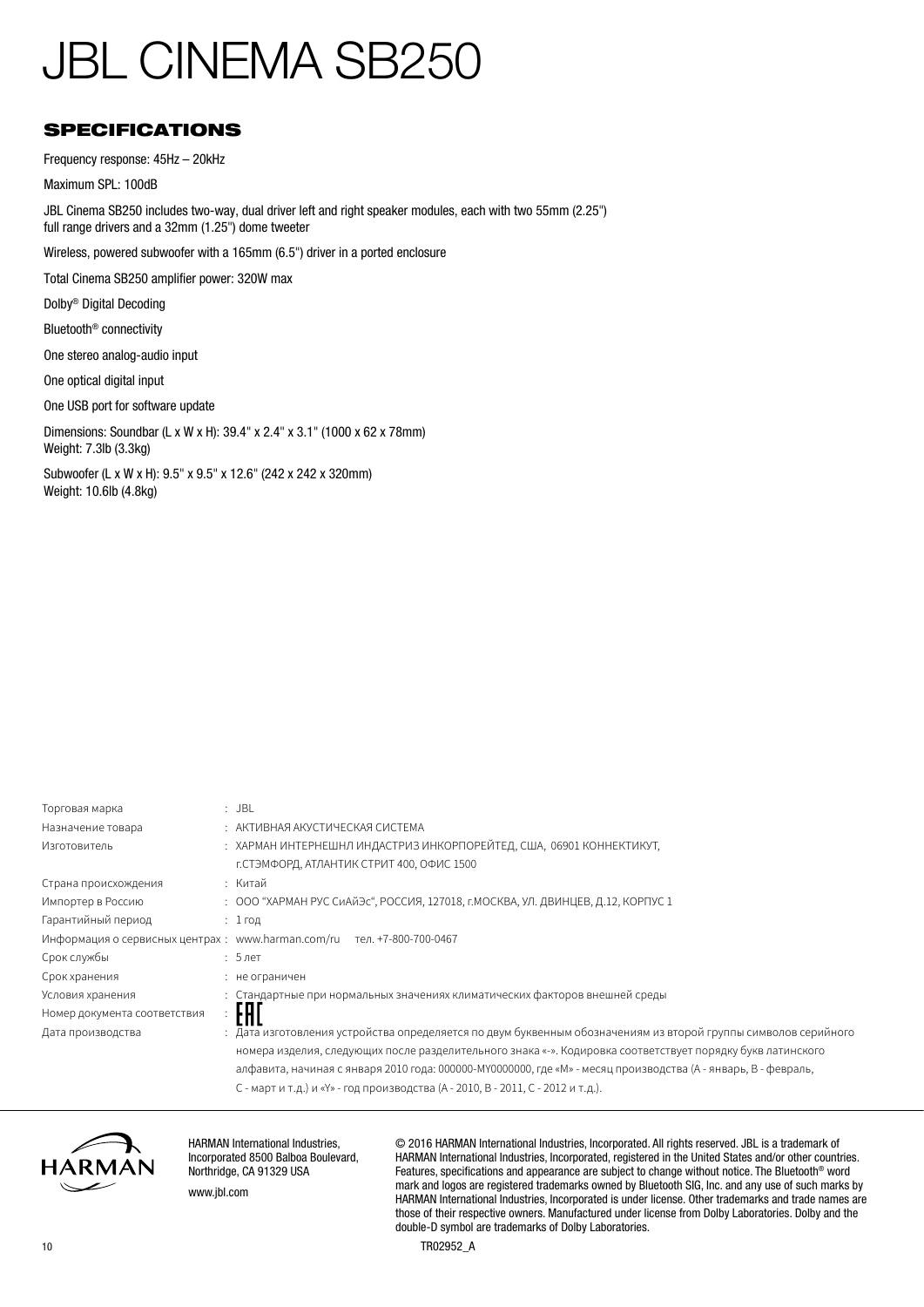# JBL CINEMA SB250

## SPECIFICATIONS

Frequency response: 45Hz – 20kHz

Maximum SPL: 100dB

JBL Cinema SB250 includes two-way, dual driver left and right speaker modules, each with two 55mm (2.25") full range drivers and a 32mm (1.25") dome tweeter

Wireless, powered subwoofer with a 165mm (6.5") driver in a ported enclosure

Total Cinema SB250 amplifier power: 320W max

Dolby® Digital Decoding

Bluetooth® connectivity

One stereo analog-audio input

One optical digital input

One USB port for software update

Dimensions: Soundbar (L x W x H): 39.4" x 2.4" x 3.1" (1000 x 62 x 78mm)
Weight: 7.3lb (3.3kg)

Subwoofer (L x W x H): 9.5" x 9.5" x 12.6" (242 x 242 x 320mm)
Weight: 10.6lb (4.8kg)

| | |
|---|---|
| Торговая марка | : JBL |
| Назначение товара | : АКТИВНАЯ АКУСТИЧЕСКАЯ СИСТЕМА |
| Изготовитель | : ХАРМАН ИНТЕРНЕШНЛ ИНДАСТРИЗ ИНКОРПОРЕЙТЕД, США, 06901 КОННЕКТИКУТ, г.СТЭМФОРД, АТЛАНТИК СТРИТ 400, ОФИС 1500 |
| Страна происхождения | : Китай |
| Импортер в Россию | : ООО "ХАРМАН РУС СиАйЭс", РОССИЯ, 127018, г.МОСКВА, УЛ. ДВИНЦЕВ, Д.12, КОРПУС 1 |
| Гарантийный период | : 1 год |
| Информация о сервисных центрах | : www.harman.com/ru тел. +7-800-700-0467 |
| Срок службы | : 5 лет |
| Срок хранения | : не ограничен |
| Условия хранения | : Стандартные при нормальных значениях климатических факторов внешней среды |
| Номер документа соответствия | : EAC |
| Дата производства | : Дата изготовления устройства определяется по двум буквенным обозначениям из второй группы символов серийного номера изделия, следующих после разделительного знака «-». Кодировка соответствует порядку букв латинского алфавита, начиная с января 2010 года: 000000-MY0000000, где «M» - месяц производства (А - январь, B - февраль, C - март и т.д.) и «Y» - год производства (A - 2010, B - 2011, C - 2012 и т.д.). |

HARMAN International Industries, Incorporated 8500 Balboa Boulevard, Northridge, CA 91329 USA

www.jbl.com

© 2016 HARMAN International Industries, Incorporated. All rights reserved. JBL is a trademark of HARMAN International Industries, Incorporated, registered in the United States and/or other countries. Features, specifications and appearance are subject to change without notice. The Bluetooth® word mark and logos are registered trademarks owned by Bluetooth SIG, Inc. and any use of such marks by HARMAN International Industries, Incorporated is under license. Other trademarks and trade names are those of their respective owners. Manufactured under license from Dolby Laboratories. Dolby and the double-D symbol are trademarks of Dolby Laboratories.

TR02952_A